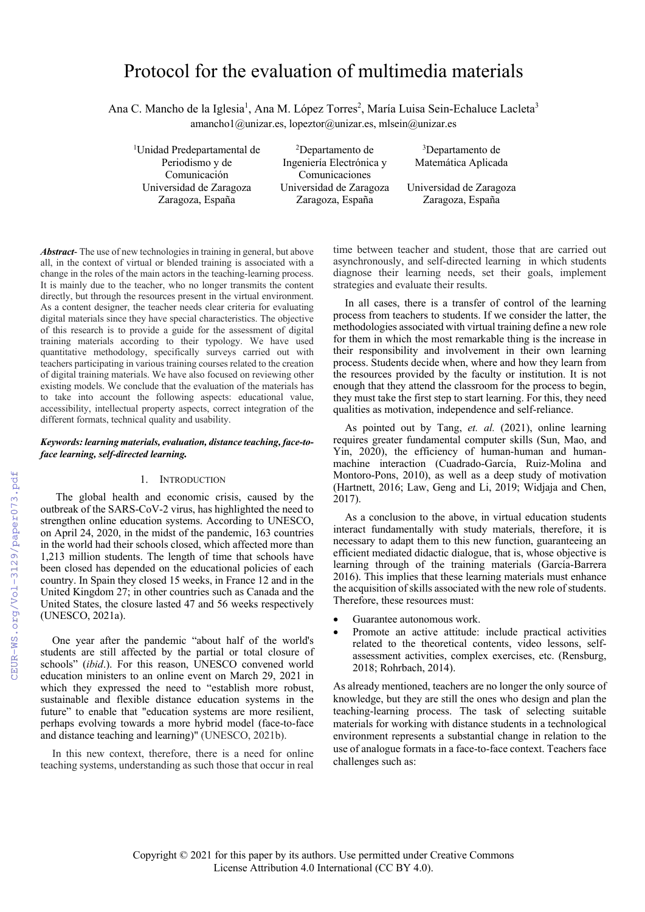# Protocol for the evaluation of multimedia materials

Ana C. Mancho de la Iglesia[1], Ana M. López Torres[2], María Luisa Sein-Echaluce Lacleta[3]

amancho1@unizar.es, lopeztor@unizar.es, mlsein@unizar.es

[1]Unidad Predepartamental de Periodismo y de Comunicación
Universidad de Zaragoza
Zaragoza, España

[2]Departamento de Ingeniería Electrónica y Comunicaciones
Universidad de Zaragoza
Zaragoza, España

[3]Departamento de Matemática Aplicada
Universidad de Zaragoza
Zaragoza, España

***Abstract*-** The use of new technologies in training in general, but above all, in the context of virtual or blended training is associated with a change in the roles of the main actors in the teaching-learning process. It is mainly due to the teacher, who no longer transmits the content directly, but through the resources present in the virtual environment. As a content designer, the teacher needs clear criteria for evaluating digital materials since they have special characteristics. The objective of this research is to provide a guide for the assessment of digital training materials according to their typology. We have used quantitative methodology, specifically surveys carried out with teachers participating in various training courses related to the creation of digital training materials. We have also focused on reviewing other existing models. We conclude that the evaluation of the materials has to take into account the following aspects: educational value, accessibility, intellectual property aspects, correct integration of the different formats, technical quality and usability.

***Keywords: learning materials, evaluation, distance teaching, face-to-face learning, self-directed learning.***

## 1. Introduction

The global health and economic crisis, caused by the outbreak of the SARS-CoV-2 virus, has highlighted the need to strengthen online education systems. According to UNESCO, on April 24, 2020, in the midst of the pandemic, 163 countries in the world had their schools closed, which affected more than 1,213 million students. The length of time that schools have been closed has depended on the educational policies of each country. In Spain they closed 15 weeks, in France 12 and in the United Kingdom 27; in other countries such as Canada and the United States, the closure lasted 47 and 56 weeks respectively (UNESCO, 2021a).

One year after the pandemic "about half of the world's students are still affected by the partial or total closure of schools" (*ibid*.). For this reason, UNESCO convened world education ministers to an online event on March 29, 2021 in which they expressed the need to "establish more robust, sustainable and flexible distance education systems in the future" to enable that "education systems are more resilient, perhaps evolving towards a more hybrid model (face-to-face and distance teaching and learning)" (UNESCO, 2021b).

In this new context, therefore, there is a need for online teaching systems, understanding as such those that occur in real time between teacher and student, those that are carried out asynchronously, and self-directed learning in which students diagnose their learning needs, set their goals, implement strategies and evaluate their results.

In all cases, there is a transfer of control of the learning process from teachers to students. If we consider the latter, the methodologies associated with virtual training define a new role for them in which the most remarkable thing is the increase in their responsibility and involvement in their own learning process. Students decide when, where and how they learn from the resources provided by the faculty or institution. It is not enough that they attend the classroom for the process to begin, they must take the first step to start learning. For this, they need qualities as motivation, independence and self-reliance.

As pointed out by Tang, *et. al.* (2021), online learning requires greater fundamental computer skills (Sun, Mao, and Yin, 2020), the efficiency of human-human and human-machine interaction (Cuadrado-García, Ruiz-Molina and Montoro-Pons, 2010), as well as a deep study of motivation (Hartnett, 2016; Law, Geng and Li, 2019; Widjaja and Chen, 2017).

As a conclusion to the above, in virtual education students interact fundamentally with study materials, therefore, it is necessary to adapt them to this new function, guaranteeing an efficient mediated didactic dialogue, that is, whose objective is learning through of the training materials (García-Barrera 2016). This implies that these learning materials must enhance the acquisition of skills associated with the new role of students. Therefore, these resources must:

- Guarantee autonomous work.
- Promote an active attitude: include practical activities related to the theoretical contents, video lessons, self-assessment activities, complex exercises, etc. (Rensburg, 2018; Rohrbach, 2014).

As already mentioned, teachers are no longer the only source of knowledge, but they are still the ones who design and plan the teaching-learning process. The task of selecting suitable materials for working with distance students in a technological environment represents a substantial change in relation to the use of analogue formats in a face-to-face context. Teachers face challenges such as:

Copyright © 2021 for this paper by its authors. Use permitted under Creative Commons License Attribution 4.0 International (CC BY 4.0).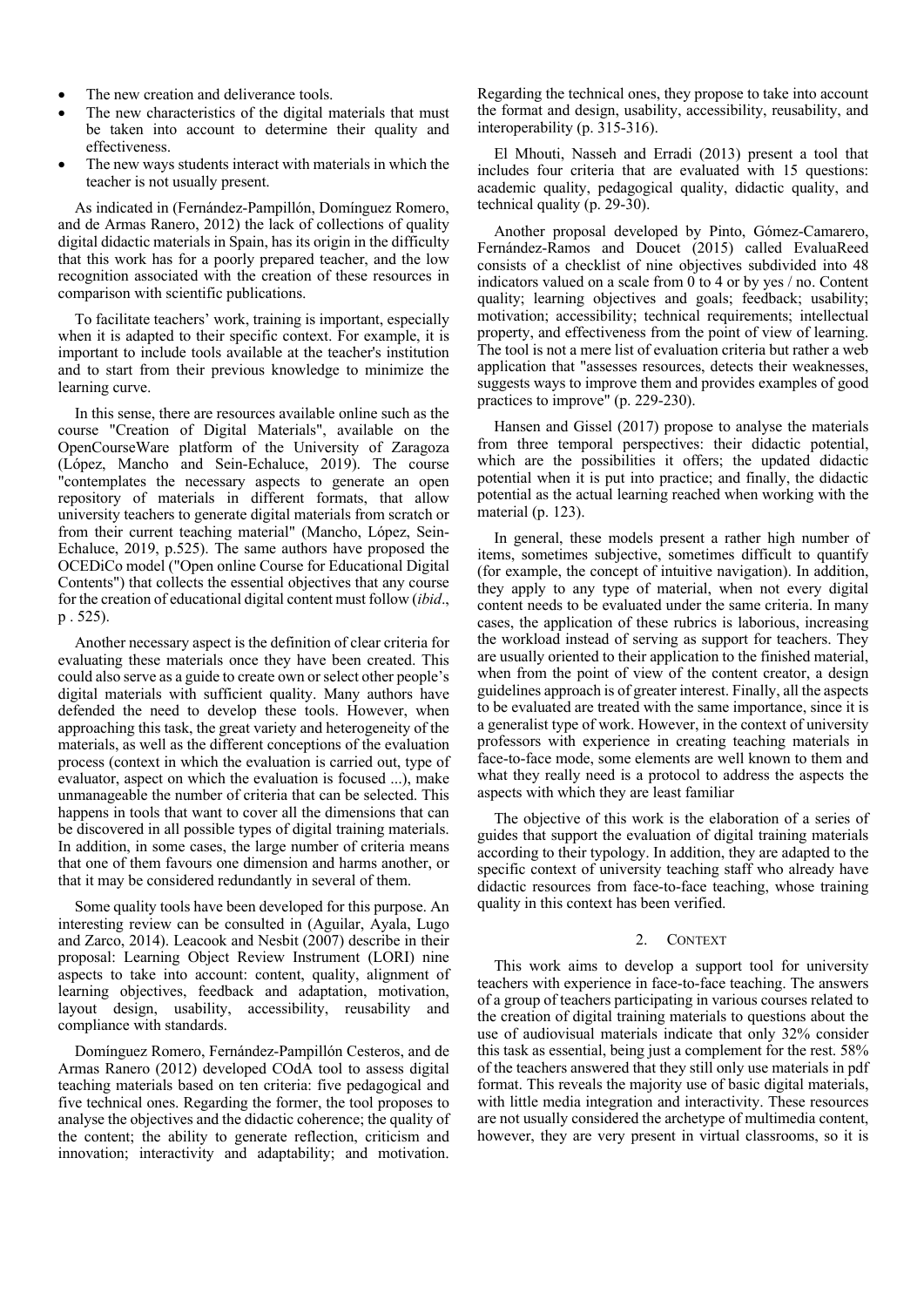- The new creation and deliverance tools.
- The new characteristics of the digital materials that must be taken into account to determine their quality and effectiveness.
- The new ways students interact with materials in which the teacher is not usually present.

As indicated in (Fernández-Pampillón, Domínguez Romero, and de Armas Ranero, 2012) the lack of collections of quality digital didactic materials in Spain, has its origin in the difficulty that this work has for a poorly prepared teacher, and the low recognition associated with the creation of these resources in comparison with scientific publications.

To facilitate teachers' work, training is important, especially when it is adapted to their specific context. For example, it is important to include tools available at the teacher's institution and to start from their previous knowledge to minimize the learning curve.

In this sense, there are resources available online such as the course "Creation of Digital Materials", available on the OpenCourseWare platform of the University of Zaragoza (López, Mancho and Sein-Echaluce, 2019). The course "contemplates the necessary aspects to generate an open repository of materials in different formats, that allow university teachers to generate digital materials from scratch or from their current teaching material" (Mancho, López, Sein-Echaluce, 2019, p.525). The same authors have proposed the OCEDiCo model ("Open online Course for Educational Digital Contents") that collects the essential objectives that any course for the creation of educational digital content must follow (*ibid*., p . 525).

Another necessary aspect is the definition of clear criteria for evaluating these materials once they have been created. This could also serve as a guide to create own or select other people's digital materials with sufficient quality. Many authors have defended the need to develop these tools. However, when approaching this task, the great variety and heterogeneity of the materials, as well as the different conceptions of the evaluation process (context in which the evaluation is carried out, type of evaluator, aspect on which the evaluation is focused ...), make unmanageable the number of criteria that can be selected. This happens in tools that want to cover all the dimensions that can be discovered in all possible types of digital training materials. In addition, in some cases, the large number of criteria means that one of them favours one dimension and harms another, or that it may be considered redundantly in several of them.

Some quality tools have been developed for this purpose. An interesting review can be consulted in (Aguilar, Ayala, Lugo and Zarco, 2014). Leacook and Nesbit (2007) describe in their proposal: Learning Object Review Instrument (LORI) nine aspects to take into account: content, quality, alignment of learning objectives, feedback and adaptation, motivation, layout design, usability, accessibility, reusability and compliance with standards.

Domínguez Romero, Fernández-Pampillón Cesteros, and de Armas Ranero (2012) developed COdA tool to assess digital teaching materials based on ten criteria: five pedagogical and five technical ones. Regarding the former, the tool proposes to analyse the objectives and the didactic coherence; the quality of the content; the ability to generate reflection, criticism and innovation; interactivity and adaptability; and motivation. Regarding the technical ones, they propose to take into account the format and design, usability, accessibility, reusability, and interoperability (p. 315-316).

El Mhouti, Nasseh and Erradi (2013) present a tool that includes four criteria that are evaluated with 15 questions: academic quality, pedagogical quality, didactic quality, and technical quality (p. 29-30).

Another proposal developed by Pinto, Gómez-Camarero, Fernández-Ramos and Doucet (2015) called EvaluaReed consists of a checklist of nine objectives subdivided into 48 indicators valued on a scale from 0 to 4 or by yes / no. Content quality; learning objectives and goals; feedback; usability; motivation; accessibility; technical requirements; intellectual property, and effectiveness from the point of view of learning. The tool is not a mere list of evaluation criteria but rather a web application that "assesses resources, detects their weaknesses, suggests ways to improve them and provides examples of good practices to improve" (p. 229-230).

Hansen and Gissel (2017) propose to analyse the materials from three temporal perspectives: their didactic potential, which are the possibilities it offers; the updated didactic potential when it is put into practice; and finally, the didactic potential as the actual learning reached when working with the material (p. 123).

In general, these models present a rather high number of items, sometimes subjective, sometimes difficult to quantify (for example, the concept of intuitive navigation). In addition, they apply to any type of material, when not every digital content needs to be evaluated under the same criteria. In many cases, the application of these rubrics is laborious, increasing the workload instead of serving as support for teachers. They are usually oriented to their application to the finished material, when from the point of view of the content creator, a design guidelines approach is of greater interest. Finally, all the aspects to be evaluated are treated with the same importance, since it is a generalist type of work. However, in the context of university professors with experience in creating teaching materials in face-to-face mode, some elements are well known to them and what they really need is a protocol to address the aspects the aspects with which they are least familiar

The objective of this work is the elaboration of a series of guides that support the evaluation of digital training materials according to their typology. In addition, they are adapted to the specific context of university teaching staff who already have didactic resources from face-to-face teaching, whose training quality in this context has been verified.

## 2. Context

This work aims to develop a support tool for university teachers with experience in face-to-face teaching. The answers of a group of teachers participating in various courses related to the creation of digital training materials to questions about the use of audiovisual materials indicate that only 32% consider this task as essential, being just a complement for the rest. 58% of the teachers answered that they still only use materials in pdf format. This reveals the majority use of basic digital materials, with little media integration and interactivity. These resources are not usually considered the archetype of multimedia content, however, they are very present in virtual classrooms, so it is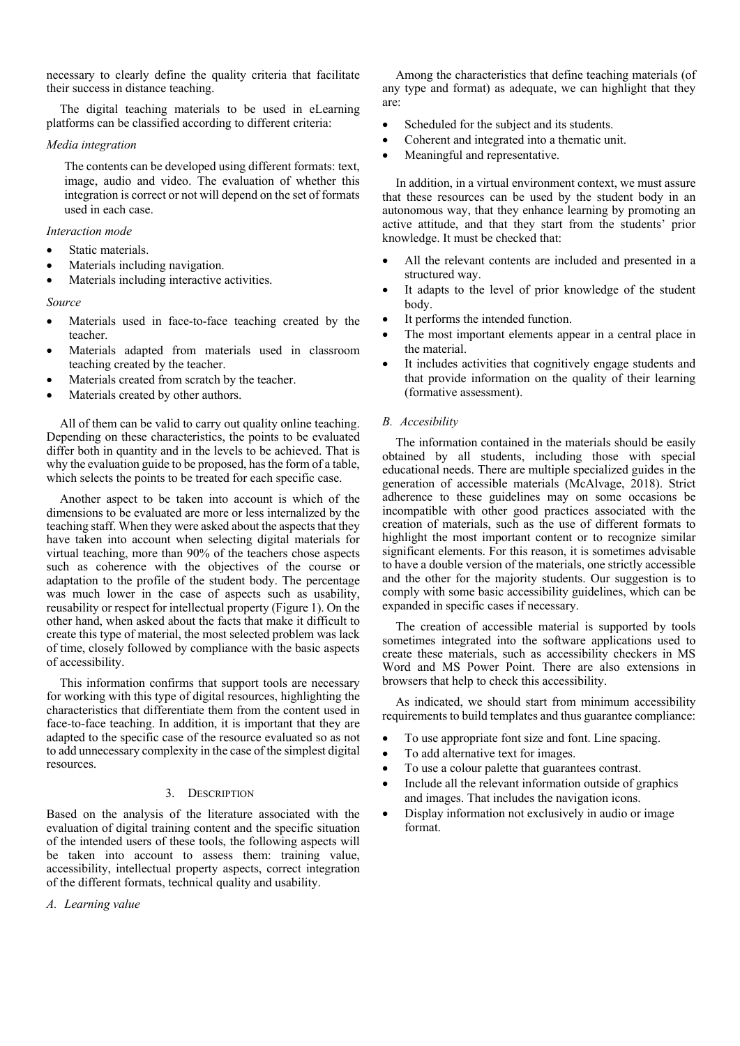necessary to clearly define the quality criteria that facilitate their success in distance teaching.

The digital teaching materials to be used in eLearning platforms can be classified according to different criteria:

*Media integration*

The contents can be developed using different formats: text, image, audio and video. The evaluation of whether this integration is correct or not will depend on the set of formats used in each case.

*Interaction mode*

- Static materials.
- Materials including navigation.
- Materials including interactive activities.

*Source*

- Materials used in face-to-face teaching created by the teacher.
- Materials adapted from materials used in classroom teaching created by the teacher.
- Materials created from scratch by the teacher.
- Materials created by other authors.

All of them can be valid to carry out quality online teaching. Depending on these characteristics, the points to be evaluated differ both in quantity and in the levels to be achieved. That is why the evaluation guide to be proposed, has the form of a table, which selects the points to be treated for each specific case.

Another aspect to be taken into account is which of the dimensions to be evaluated are more or less internalized by the teaching staff. When they were asked about the aspects that they have taken into account when selecting digital materials for virtual teaching, more than 90% of the teachers chose aspects such as coherence with the objectives of the course or adaptation to the profile of the student body. The percentage was much lower in the case of aspects such as usability, reusability or respect for intellectual property (Figure 1). On the other hand, when asked about the facts that make it difficult to create this type of material, the most selected problem was lack of time, closely followed by compliance with the basic aspects of accessibility.

This information confirms that support tools are necessary for working with this type of digital resources, highlighting the characteristics that differentiate them from the content used in face-to-face teaching. In addition, it is important that they are adapted to the specific case of the resource evaluated so as not to add unnecessary complexity in the case of the simplest digital resources.

## 3. Description

Based on the analysis of the literature associated with the evaluation of digital training content and the specific situation of the intended users of these tools, the following aspects will be taken into account to assess them: training value, accessibility, intellectual property aspects, correct integration of the different formats, technical quality and usability.

### *A. Learning value*

Among the characteristics that define teaching materials (of any type and format) as adequate, we can highlight that they are:

- Scheduled for the subject and its students.
- Coherent and integrated into a thematic unit.
- Meaningful and representative.

In addition, in a virtual environment context, we must assure that these resources can be used by the student body in an autonomous way, that they enhance learning by promoting an active attitude, and that they start from the students' prior knowledge. It must be checked that:

- All the relevant contents are included and presented in a structured way.
- It adapts to the level of prior knowledge of the student body.
- It performs the intended function.
- The most important elements appear in a central place in the material.
- It includes activities that cognitively engage students and that provide information on the quality of their learning (formative assessment).

### *B. Accesibility*

The information contained in the materials should be easily obtained by all students, including those with special educational needs. There are multiple specialized guides in the generation of accessible materials (McAlvage, 2018). Strict adherence to these guidelines may on some occasions be incompatible with other good practices associated with the creation of materials, such as the use of different formats to highlight the most important content or to recognize similar significant elements. For this reason, it is sometimes advisable to have a double version of the materials, one strictly accessible and the other for the majority students. Our suggestion is to comply with some basic accessibility guidelines, which can be expanded in specific cases if necessary.

The creation of accessible material is supported by tools sometimes integrated into the software applications used to create these materials, such as accessibility checkers in MS Word and MS Power Point. There are also extensions in browsers that help to check this accessibility.

As indicated, we should start from minimum accessibility requirements to build templates and thus guarantee compliance:

- To use appropriate font size and font. Line spacing.
- To add alternative text for images.
- To use a colour palette that guarantees contrast.
- Include all the relevant information outside of graphics and images. That includes the navigation icons.
- Display information not exclusively in audio or image format.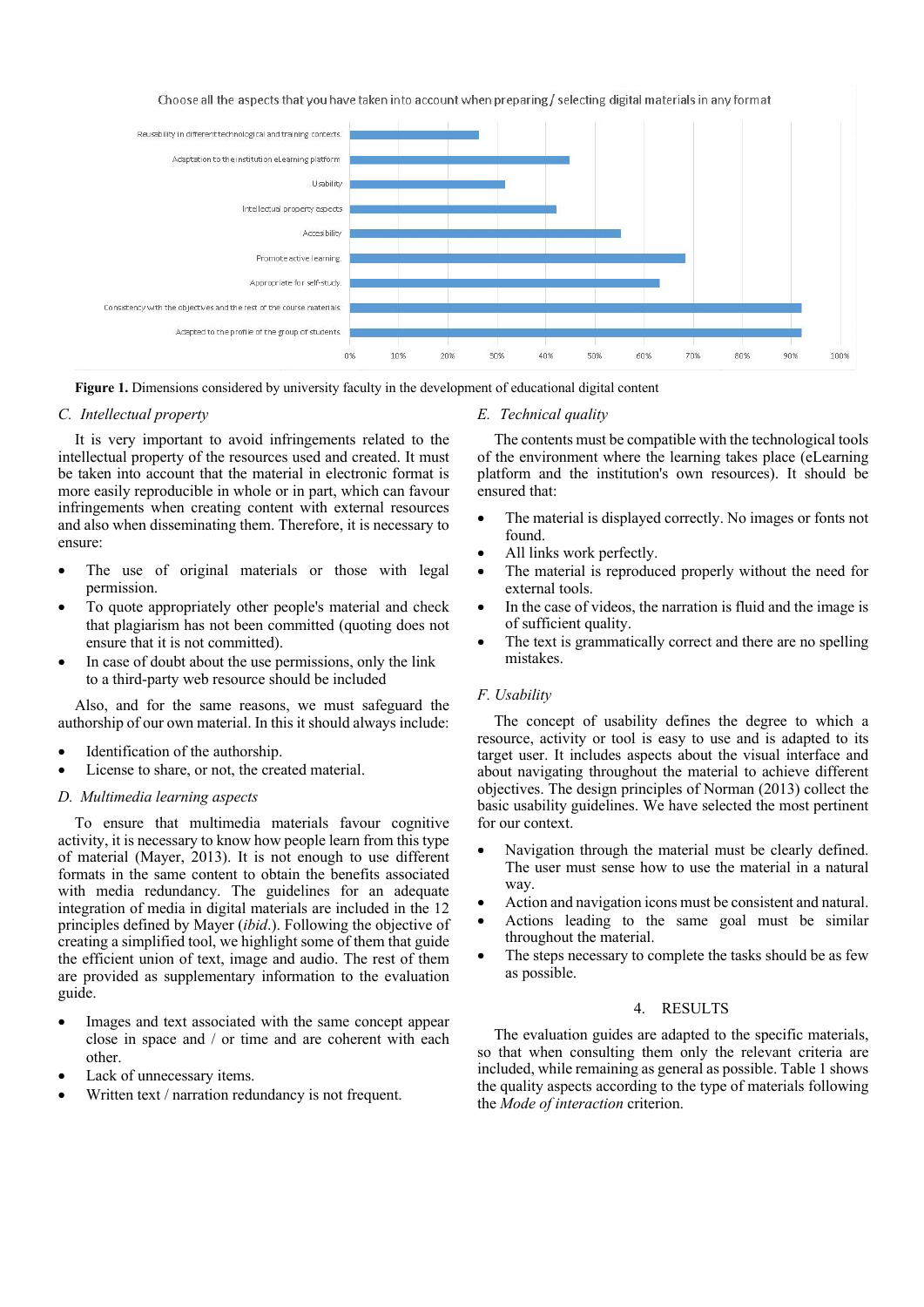Choose all the aspects that you have taken into account when preparing / selecting digital materials in any format

| Aspect |
|---|
| Reusability in different technological and training contexts |
| Adaptation to the institution eLearning platform |
| Usability |
| Intellectual property aspects |
| Accessibility |
| Promote active learning |
| Appropriate for self-study |
| Consistency with the objectives and the rest of the course materials |
| Adapted to the profile of the group of students |

0% 10% 20% 30% 40% 50% 60% 70% 80% 90% 100%

**Figure 1.** Dimensions considered by university faculty in the development of educational digital content

### C. Intellectual property

It is very important to avoid infringements related to the intellectual property of the resources used and created. It must be taken into account that the material in electronic format is more easily reproducible in whole or in part, which can favour infringements when creating content with external resources and also when disseminating them. Therefore, it is necessary to ensure:

- The use of original materials or those with legal permission.
- To quote appropriately other people's material and check that plagiarism has not been committed (quoting does not ensure that it is not committed).
- In case of doubt about the use permissions, only the link to a third-party web resource should be included

Also, and for the same reasons, we must safeguard the authorship of our own material. In this it should always include:

- Identification of the authorship.
- License to share, or not, the created material.

### D. Multimedia learning aspects

To ensure that multimedia materials favour cognitive activity, it is necessary to know how people learn from this type of material (Mayer, 2013). It is not enough to use different formats in the same content to obtain the benefits associated with media redundancy. The guidelines for an adequate integration of media in digital materials are included in the 12 principles defined by Mayer (*ibid*.). Following the objective of creating a simplified tool, we highlight some of them that guide the efficient union of text, image and audio. The rest of them are provided as supplementary information to the evaluation guide.

- Images and text associated with the same concept appear close in space and / or time and are coherent with each other.
- Lack of unnecessary items.
- Written text / narration redundancy is not frequent.

### E. Technical quality

The contents must be compatible with the technological tools of the environment where the learning takes place (eLearning platform and the institution's own resources). It should be ensured that:

- The material is displayed correctly. No images or fonts not found.
- All links work perfectly.
- The material is reproduced properly without the need for external tools.
- In the case of videos, the narration is fluid and the image is of sufficient quality.
- The text is grammatically correct and there are no spelling mistakes.

### F. Usability

The concept of usability defines the degree to which a resource, activity or tool is easy to use and is adapted to its target user. It includes aspects about the visual interface and about navigating throughout the material to achieve different objectives. The design principles of Norman (2013) collect the basic usability guidelines. We have selected the most pertinent for our context.

- Navigation through the material must be clearly defined. The user must sense how to use the material in a natural way.
- Action and navigation icons must be consistent and natural.
- Actions leading to the same goal must be similar throughout the material.
- The steps necessary to complete the tasks should be as few as possible.

## 4. RESULTS

The evaluation guides are adapted to the specific materials, so that when consulting them only the relevant criteria are included, while remaining as general as possible. Table 1 shows the quality aspects according to the type of materials following the *Mode of interaction* criterion.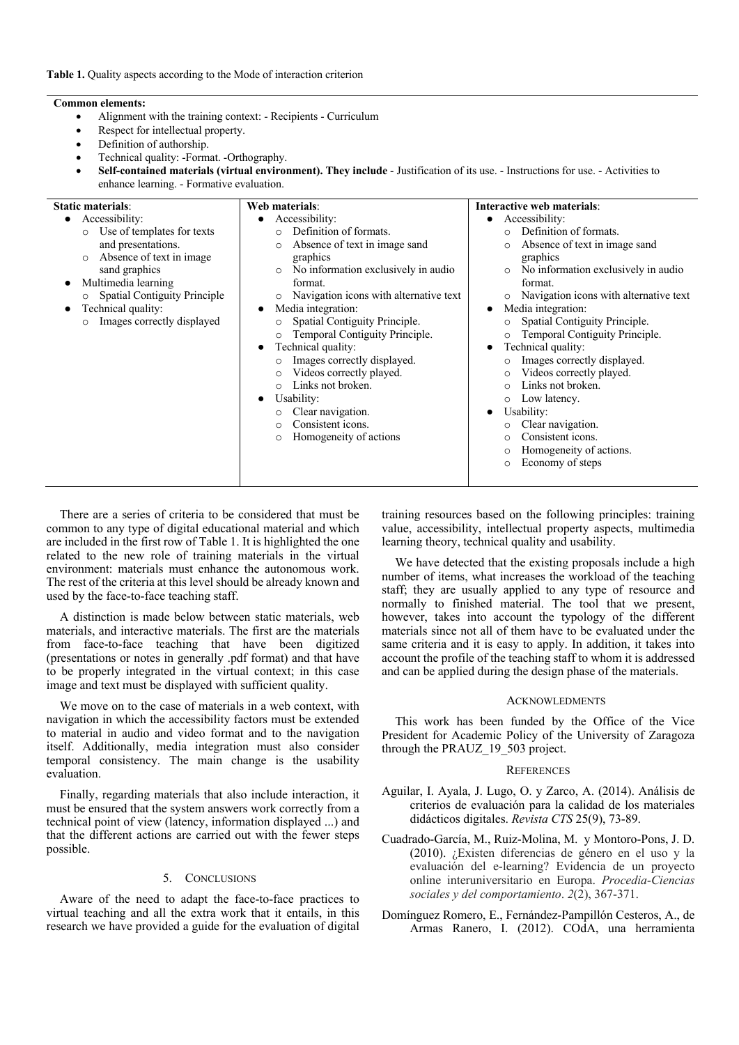**Table 1.** Quality aspects according to the Mode of interaction criterion

**Common elements:**

- Alignment with the training context: - Recipients - Curriculum
- Respect for intellectual property.
- Definition of authorship.
- Technical quality: -Format. -Orthography.
- **Self-contained materials (virtual environment). They include** - Justification of its use. - Instructions for use. - Activities to enhance learning. - Formative evaluation.

| **Static materials**: | **Web materials**: | **Interactive web materials**: |
|---|---|---|
| ● Accessibility:<br>○ Use of templates for texts and presentations.<br>○ Absence of text in image sand graphics<br>● Multimedia learning<br>○ Spatial Contiguity Principle<br>● Technical quality:<br>○ Images correctly displayed | ● Accessibility:<br>○ Definition of formats.<br>○ Absence of text in image sand graphics<br>○ No information exclusively in audio format.<br>○ Navigation icons with alternative text<br>● Media integration:<br>○ Spatial Contiguity Principle.<br>○ Temporal Contiguity Principle.<br>● Technical quality:<br>○ Images correctly displayed.<br>○ Videos correctly played.<br>○ Links not broken.<br>● Usability:<br>○ Clear navigation.<br>○ Consistent icons.<br>○ Homogeneity of actions | ● Accessibility:<br>○ Definition of formats.<br>○ Absence of text in image sand graphics<br>○ No information exclusively in audio format.<br>○ Navigation icons with alternative text<br>● Media integration:<br>○ Spatial Contiguity Principle.<br>○ Temporal Contiguity Principle.<br>● Technical quality:<br>○ Images correctly displayed.<br>○ Videos correctly played.<br>○ Links not broken.<br>○ Low latency.<br>● Usability:<br>○ Clear navigation.<br>○ Consistent icons.<br>○ Homogeneity of actions.<br>○ Economy of steps |

There are a series of criteria to be considered that must be common to any type of digital educational material and which are included in the first row of Table 1. It is highlighted the one related to the new role of training materials in the virtual environment: materials must enhance the autonomous work. The rest of the criteria at this level should be already known and used by the face-to-face teaching staff.

A distinction is made below between static materials, web materials, and interactive materials. The first are the materials from face-to-face teaching that have been digitized (presentations or notes in generally .pdf format) and that have to be properly integrated in the virtual context; in this case image and text must be displayed with sufficient quality.

We move on to the case of materials in a web context, with navigation in which the accessibility factors must be extended to material in audio and video format and to the navigation itself. Additionally, media integration must also consider temporal consistency. The main change is the usability evaluation.

Finally, regarding materials that also include interaction, it must be ensured that the system answers work correctly from a technical point of view (latency, information displayed ...) and that the different actions are carried out with the fewer steps possible.

## 5. Conclusions

Aware of the need to adapt the face-to-face practices to virtual teaching and all the extra work that it entails, in this research we have provided a guide for the evaluation of digital training resources based on the following principles: training value, accessibility, intellectual property aspects, multimedia learning theory, technical quality and usability.

We have detected that the existing proposals include a high number of items, what increases the workload of the teaching staff; they are usually applied to any type of resource and normally to finished material. The tool that we present, however, takes into account the typology of the different materials since not all of them have to be evaluated under the same criteria and it is easy to apply. In addition, it takes into account the profile of the teaching staff to whom it is addressed and can be applied during the design phase of the materials.

## Acknowledments

This work has been funded by the Office of the Vice President for Academic Policy of the University of Zaragoza through the PRAUZ_19_503 project.

## References

Aguilar, I. Ayala, J. Lugo, O. y Zarco, A. (2014). Análisis de criterios de evaluación para la calidad de los materiales didácticos digitales. *Revista CTS* 25(9), 73-89.

Cuadrado-García, M., Ruiz-Molina, M. y Montoro-Pons, J. D. (2010). ¿Existen diferencias de género en el uso y la evaluación del e-learning? Evidencia de un proyecto online interuniversitario en Europa. *Procedia-Ciencias sociales y del comportamiento*. *2*(2), 367-371.

Domínguez Romero, E., Fernández-Pampillón Cesteros, A., de Armas Ranero, I. (2012). COdA, una herramienta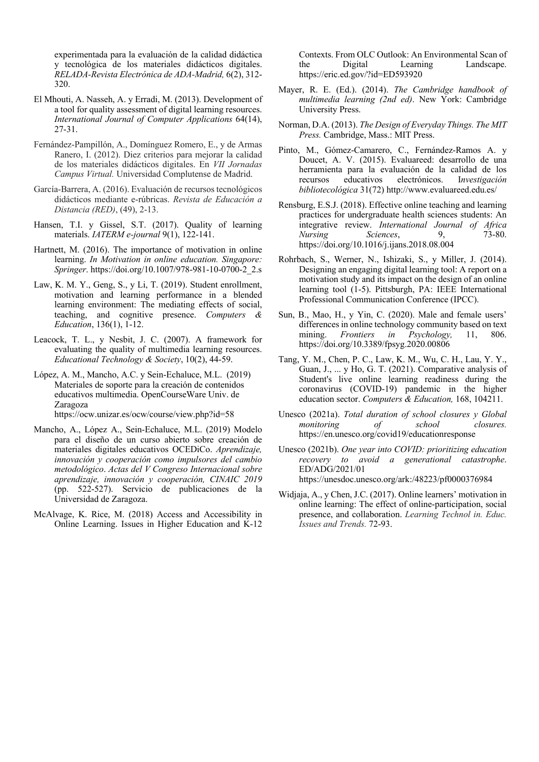experimentada para la evaluación de la calidad didáctica y tecnológica de los materiales didácticos digitales. *RELADA-Revista Electrónica de ADA-Madrid,* 6(2), 312-320.

El Mhouti, A. Nasseh, A. y Erradi, M. (2013). Development of a tool for quality assessment of digital learning resources. *International Journal of Computer Applications* 64(14), 27-31.

Fernández-Pampillón, A., Domínguez Romero, E., y de Armas Ranero, I. (2012). Diez criterios para mejorar la calidad de los materiales didácticos digitales. En *VII Jornadas Campus Virtual.* Universidad Complutense de Madrid.

García-Barrera, A. (2016). Evaluación de recursos tecnológicos didácticos mediante e-rúbricas. *Revista de Educación a Distancia (RED)*, (49), 2-13.

Hansen, T.I. y Gissel, S.T. (2017). Quality of learning materials. *IATERM e-journal* 9(1), 122-141.

Hartnett, M. (2016). The importance of motivation in online learning. *In Motivation in online education. Singapore: Springer*. https://doi.org/10.1007/978-981-10-0700-2_2.s

Law, K. M. Y., Geng, S., y Li, T. (2019). Student enrollment, motivation and learning performance in a blended learning environment: The mediating effects of social, teaching, and cognitive presence. *Computers & Education*, 136(1), 1-12.

Leacock, T. L., y Nesbit, J. C. (2007). A framework for evaluating the quality of multimedia learning resources. *Educational Technology & Society*, 10(2), 44-59.

López, A. M., Mancho, A.C. y Sein-Echaluce, M.L. (2019) Materiales de soporte para la creación de contenidos educativos multimedia. OpenCourseWare Univ. de Zaragoza https://ocw.unizar.es/ocw/course/view.php?id=58

Mancho, A., López A., Sein-Echaluce, M.L. (2019) Modelo para el diseño de un curso abierto sobre creación de materiales digitales educativos OCEDiCo. *Aprendizaje, innovación y cooperación como impulsores del cambio metodológico*. *Actas del V Congreso Internacional sobre aprendizaje, innovación y cooperación, CINAIC 2019* (pp. 522-527). Servicio de publicaciones de la Universidad de Zaragoza.

McAlvage, K. Rice, M. (2018) Access and Accessibility in Online Learning. Issues in Higher Education and K-12 Contexts. From OLC Outlook: An Environmental Scan of the Digital Learning Landscape. https://eric.ed.gov/?id=ED593920

Mayer, R. E. (Ed.). (2014). *The Cambridge handbook of multimedia learning (2nd ed)*. New York: Cambridge University Press.

Norman, D.A. (2013). *The Design of Everyday Things. The MIT Press.* Cambridge, Mass.: MIT Press.

Pinto, M., Gómez-Camarero, C., Fernández-Ramos A. y Doucet, A. V. (2015). Evaluareed: desarrollo de una herramienta para la evaluación de la calidad de los recursos educativos electrónicos. I*nvestigación bibliotecológica* 31(72) http://www.evaluareed.edu.es/

Rensburg, E.S.J. (2018). Effective online teaching and learning practices for undergraduate health sciences students: An integrative review. *International Journal of Africa Nursing Sciences*, 9, 73-80. https://doi.org/10.1016/j.ijans.2018.08.004

Rohrbach, S., Werner, N., Ishizaki, S., y Miller, J. (2014). Designing an engaging digital learning tool: A report on a motivation study and its impact on the design of an online learning tool (1-5). Pittsburgh, PA: IEEE International Professional Communication Conference (IPCC).

Sun, B., Mao, H., y Yin, C. (2020). Male and female users' differences in online technology community based on text mining. *Frontiers in Psychology,* 11, 806. https://doi.org/10.3389/fpsyg.2020.00806

Tang, Y. M., Chen, P. C., Law, K. M., Wu, C. H., Lau, Y. Y., Guan, J., ... y Ho, G. T. (2021). Comparative analysis of Student's live online learning readiness during the coronavirus (COVID-19) pandemic in the higher education sector. *Computers & Education,* 168, 104211.

Unesco (2021a). *Total duration of school closures y Global monitoring of school closures.* https://en.unesco.org/covid19/educationresponse

Unesco (2021b). *One year into COVID: prioritizing education recovery to avoid a generational catastrophe*. ED/ADG/2021/01 https://unesdoc.unesco.org/ark:/48223/pf0000376984

Widjaja, A., y Chen, J.C. (2017). Online learners' motivation in online learning: The effect of online-participation, social presence, and collaboration. *Learning Technol in. Educ. Issues and Trends.* 72-93.